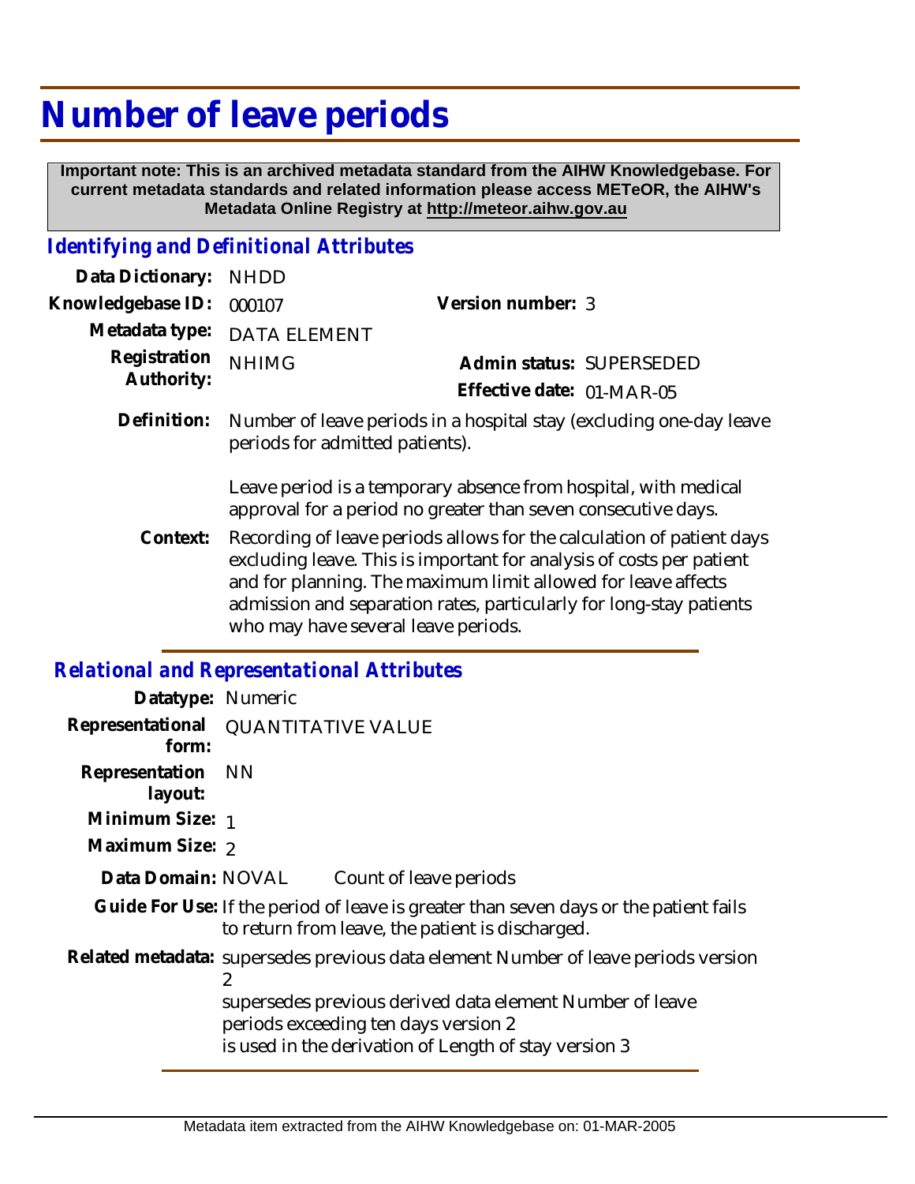# Number of leave periods

**Important note: This is an archived metadata standard from the AIHW Knowledgebase. For current metadata standards and related information please access METeOR, the AIHW's Metadata Online Registry at http://meteor.aihw.gov.au**

## *Identifying and Definitional Attributes*

| | | | |
|---|---|---|---|
| **Data Dictionary:** | NHDD | | |
| **Knowledgebase ID:** | 000107 | **Version number:** | 3 |
| **Metadata type:** | DATA ELEMENT | | |
| **Registration Authority:** | NHIMG | **Admin status:** | SUPERSEDED |
| | | **Effective date:** | 01-MAR-05 |

**Definition:** Number of leave periods in a hospital stay (excluding one-day leave periods for admitted patients).

Leave period is a temporary absence from hospital, with medical approval for a period no greater than seven consecutive days.

**Context:** Recording of leave periods allows for the calculation of patient days excluding leave. This is important for analysis of costs per patient and for planning. The maximum limit allowed for leave affects admission and separation rates, particularly for long-stay patients who may have several leave periods.

## *Relational and Representational Attributes*

**Datatype:** Numeric

**Representational form:** QUANTITATIVE VALUE

**Representation layout:** NN

**Minimum Size:** 1

**Maximum Size:** 2

**Data Domain:** NOVAL Count of leave periods

**Guide For Use:** If the period of leave is greater than seven days or the patient fails to return from leave, the patient is discharged.

**Related metadata:** supersedes previous data element Number of leave periods version 2

supersedes previous derived data element Number of leave periods exceeding ten days version 2

is used in the derivation of Length of stay version 3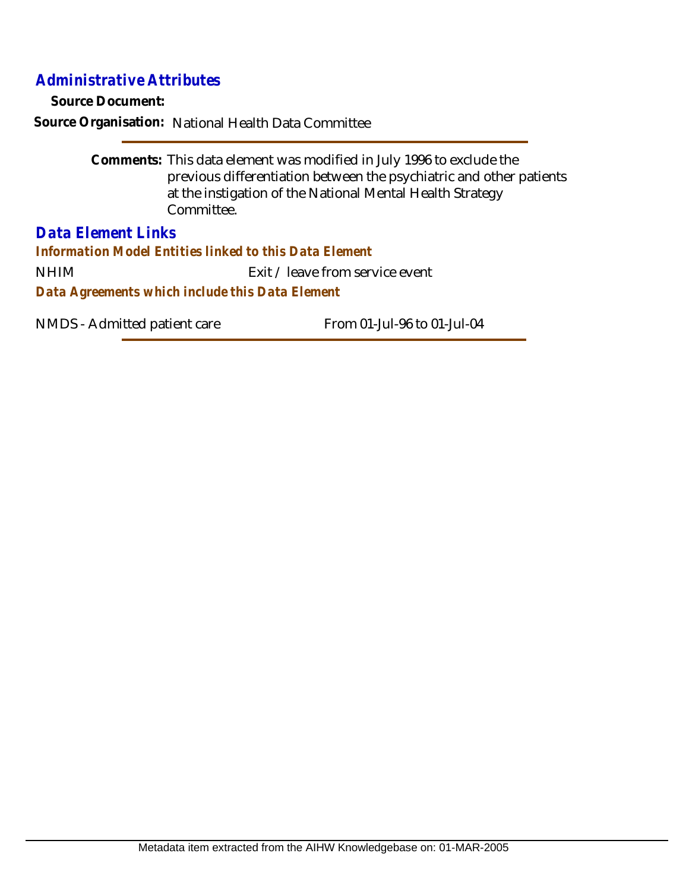## Administrative Attributes

**Source Document:**

**Source Organisation:** National Health Data Committee

**Comments:** This data element was modified in July 1996 to exclude the previous differentiation between the psychiatric and other patients at the instigation of the National Mental Health Strategy Committee.

## Data Element Links

### *Information Model Entities linked to this Data Element*

NHIM — Exit / leave from service event

### *Data Agreements which include this Data Element*

NMDS - Admitted patient care — From 01-Jul-96 to 01-Jul-04

Metadata item extracted from the AIHW Knowledgebase on: 01-MAR-2005